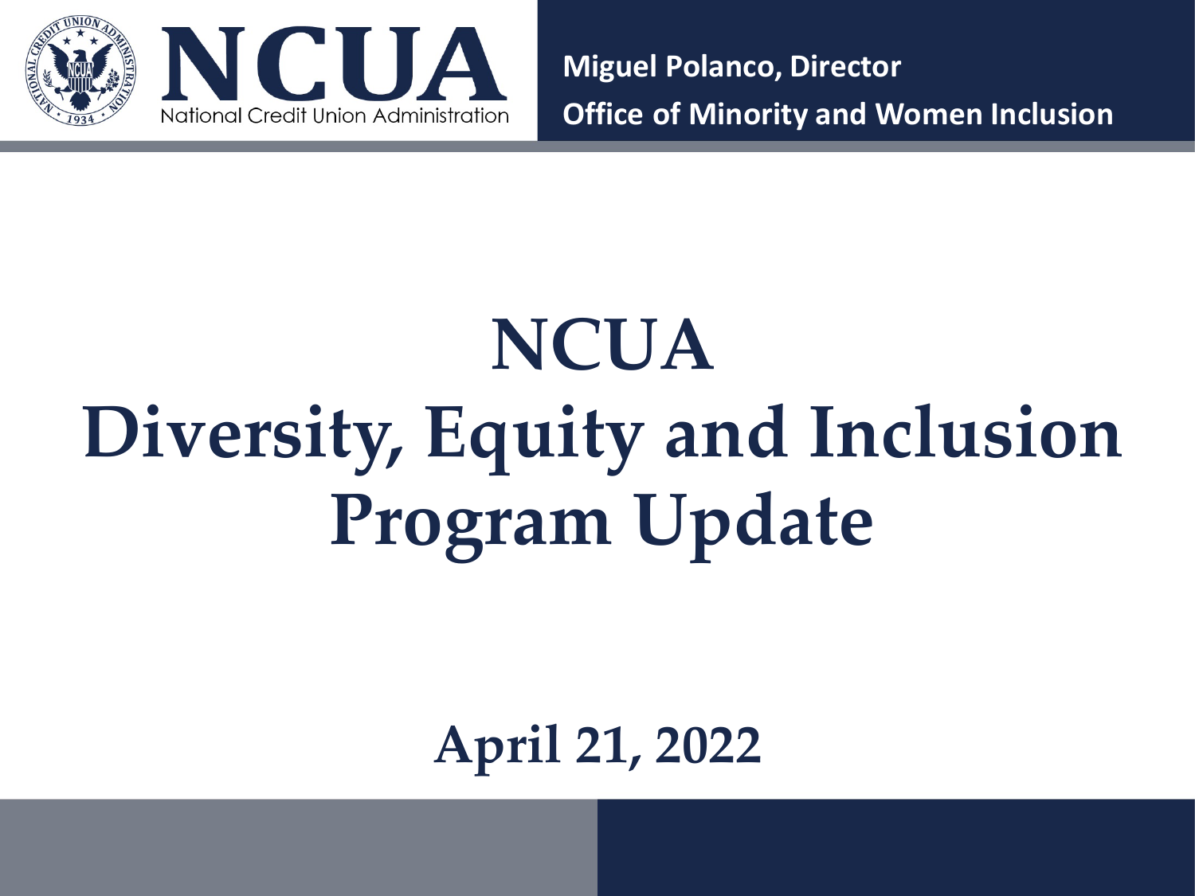NCUA
National Credit Union Administration

**Miguel Polanco, Director**
**Office of Minority and Women Inclusion**

# NCUA Diversity, Equity and Inclusion Program Update

**April 21, 2022**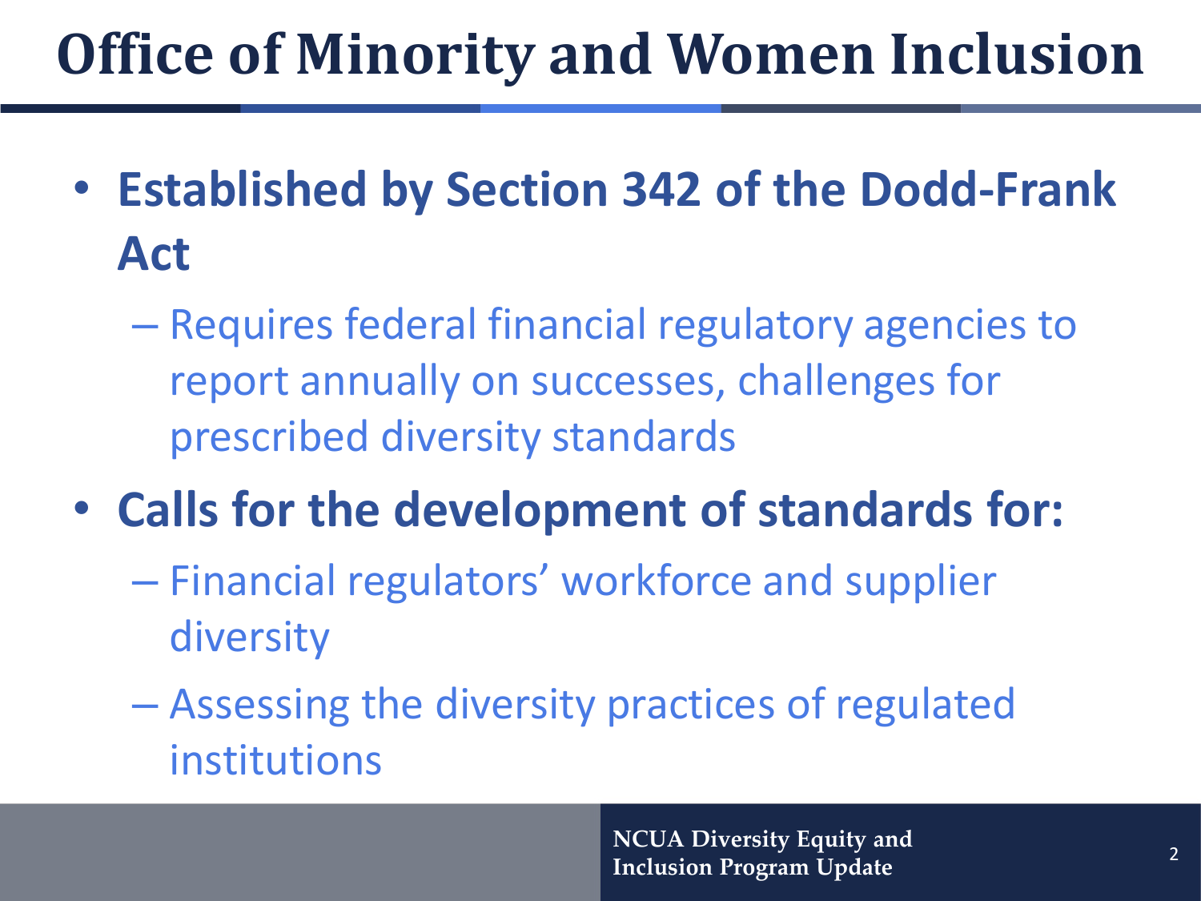# Office of Minority and Women Inclusion

- **Established by Section 342 of the Dodd-Frank Act**
  - Requires federal financial regulatory agencies to report annually on successes, challenges for prescribed diversity standards
- **Calls for the development of standards for:**
  - Financial regulators' workforce and supplier diversity
  - Assessing the diversity practices of regulated institutions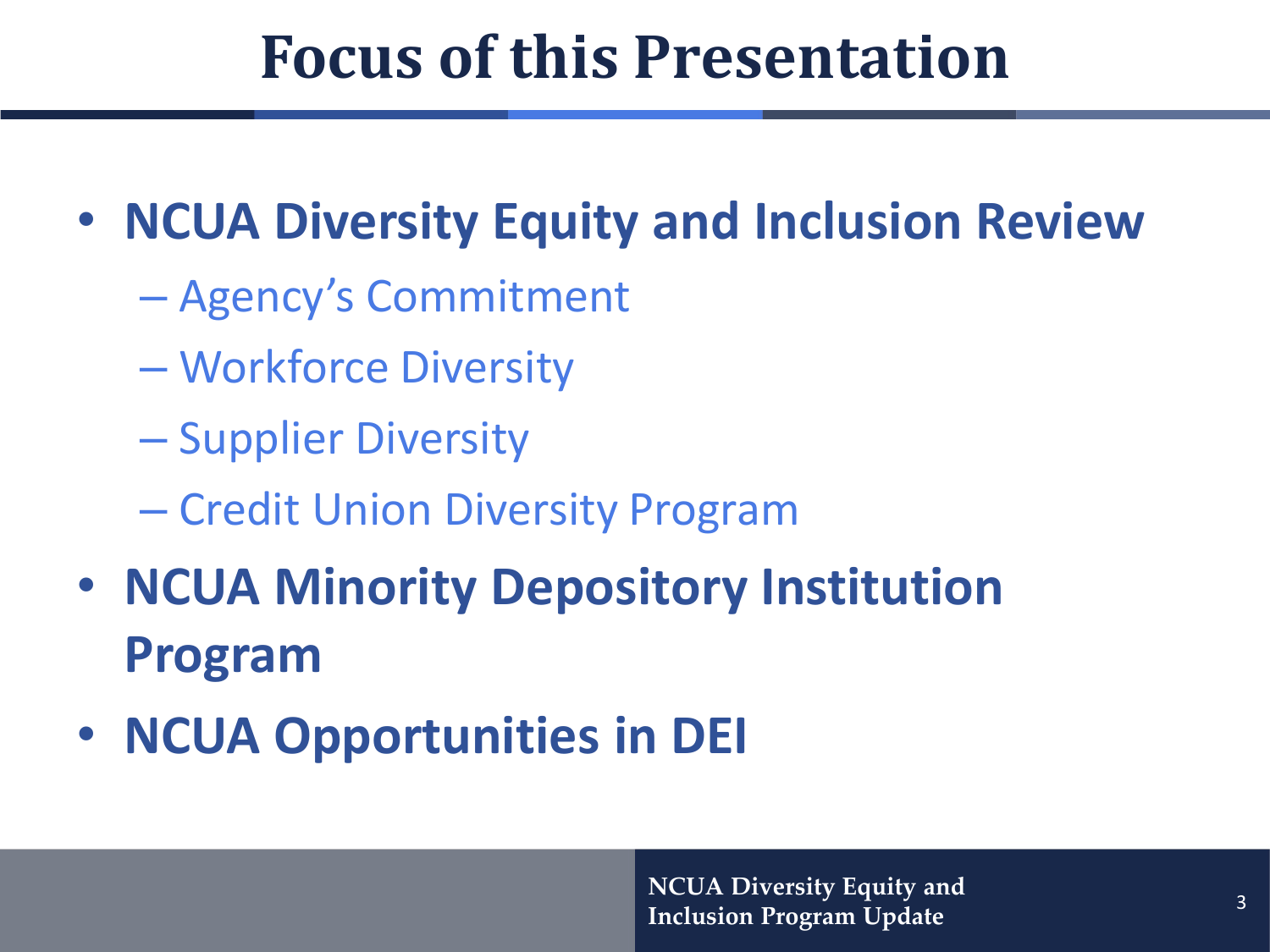# Focus of this Presentation

- **NCUA Diversity Equity and Inclusion Review**
  - Agency's Commitment
  - Workforce Diversity
  - Supplier Diversity
  - Credit Union Diversity Program
- **NCUA Minority Depository Institution Program**
- **NCUA Opportunities in DEI**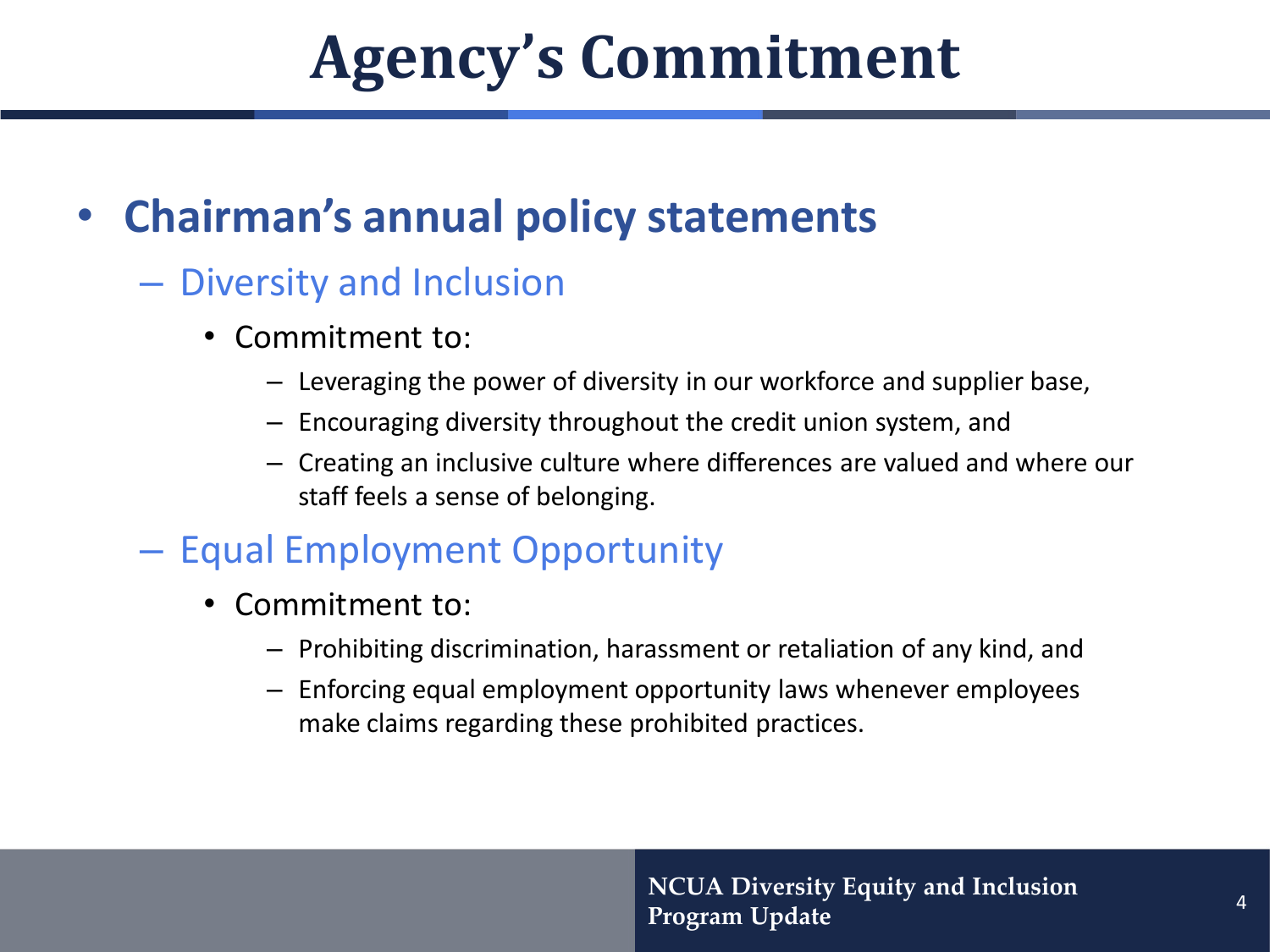# Agency's Commitment

- **Chairman's annual policy statements**
  - Diversity and Inclusion
    - Commitment to:
      - Leveraging the power of diversity in our workforce and supplier base,
      - Encouraging diversity throughout the credit union system, and
      - Creating an inclusive culture where differences are valued and where our staff feels a sense of belonging.
  - Equal Employment Opportunity
    - Commitment to:
      - Prohibiting discrimination, harassment or retaliation of any kind, and
      - Enforcing equal employment opportunity laws whenever employees make claims regarding these prohibited practices.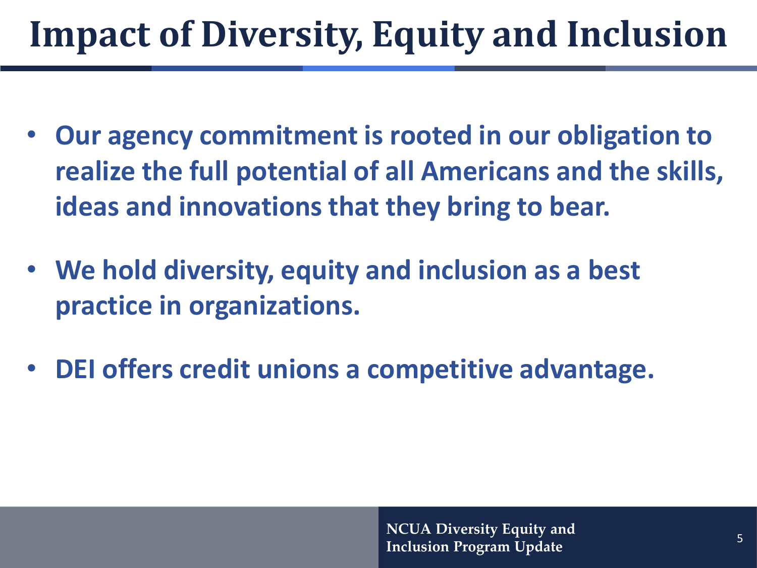# Impact of Diversity, Equity and Inclusion

- **Our agency commitment is rooted in our obligation to realize the full potential of all Americans and the skills, ideas and innovations that they bring to bear.**
- **We hold diversity, equity and inclusion as a best practice in organizations.**
- **DEI offers credit unions a competitive advantage.**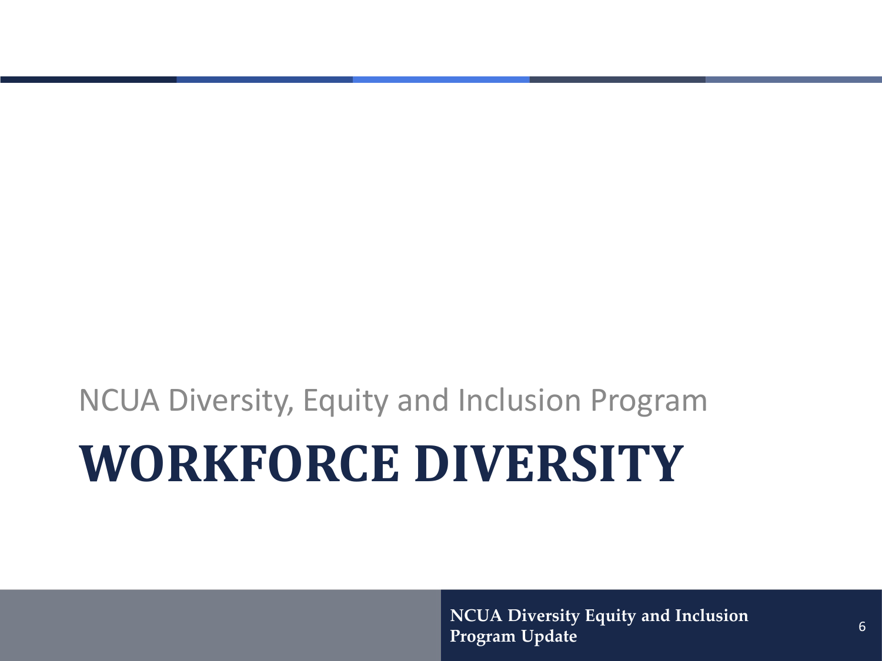NCUA Diversity, Equity and Inclusion Program

# WORKFORCE DIVERSITY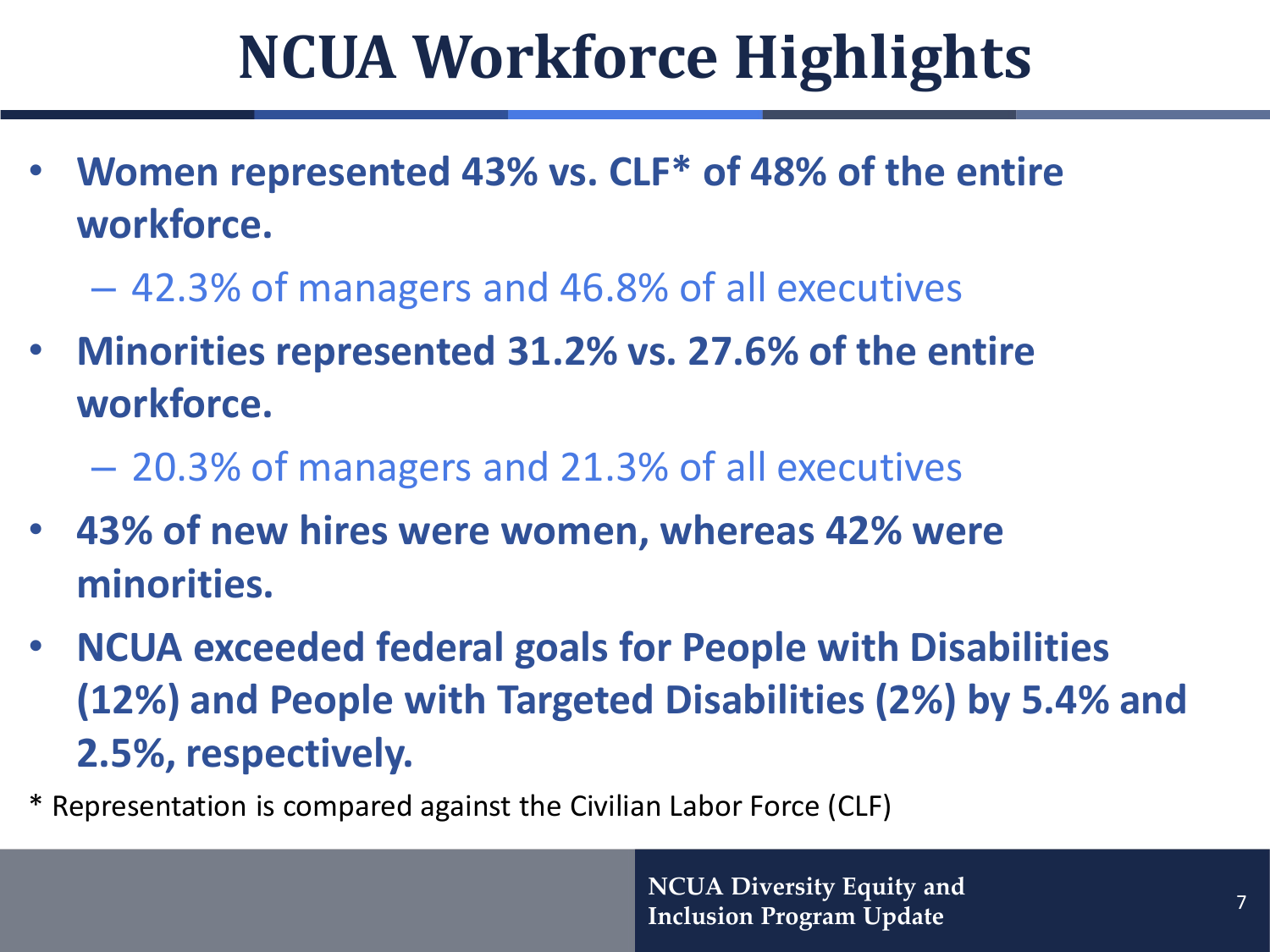# NCUA Workforce Highlights

- **Women represented 43% vs. CLF* of 48% of the entire workforce.**
  - 42.3% of managers and 46.8% of all executives
- **Minorities represented 31.2% vs. 27.6% of the entire workforce.**
  - 20.3% of managers and 21.3% of all executives
- **43% of new hires were women, whereas 42% were minorities.**
- **NCUA exceeded federal goals for People with Disabilities (12%) and People with Targeted Disabilities (2%) by 5.4% and 2.5%, respectively.**

* Representation is compared against the Civilian Labor Force (CLF)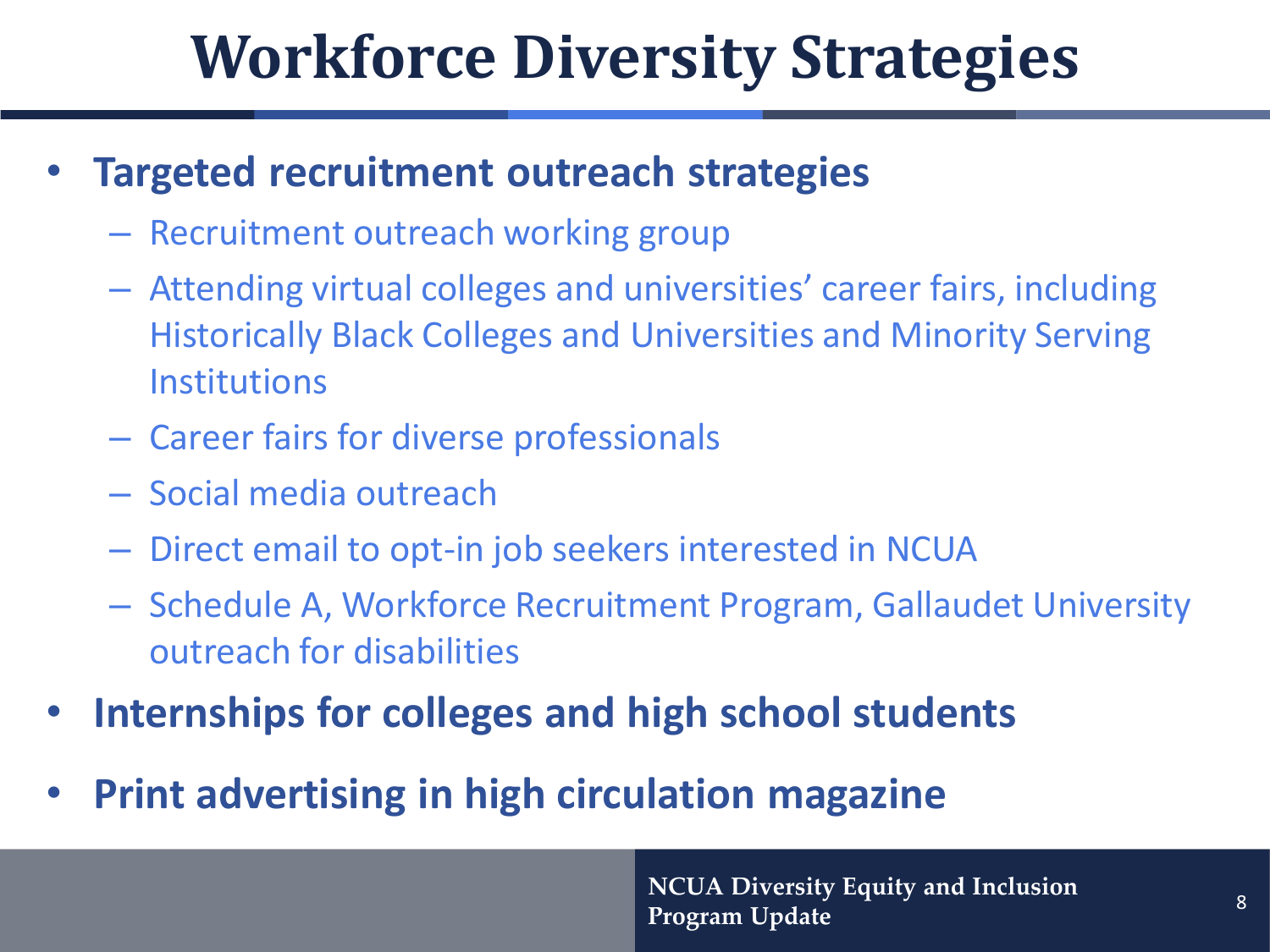# Workforce Diversity Strategies

- **Targeted recruitment outreach strategies**
  - Recruitment outreach working group
  - Attending virtual colleges and universities' career fairs, including Historically Black Colleges and Universities and Minority Serving Institutions
  - Career fairs for diverse professionals
  - Social media outreach
  - Direct email to opt-in job seekers interested in NCUA
  - Schedule A, Workforce Recruitment Program, Gallaudet University outreach for disabilities
- **Internships for colleges and high school students**
- **Print advertising in high circulation magazine**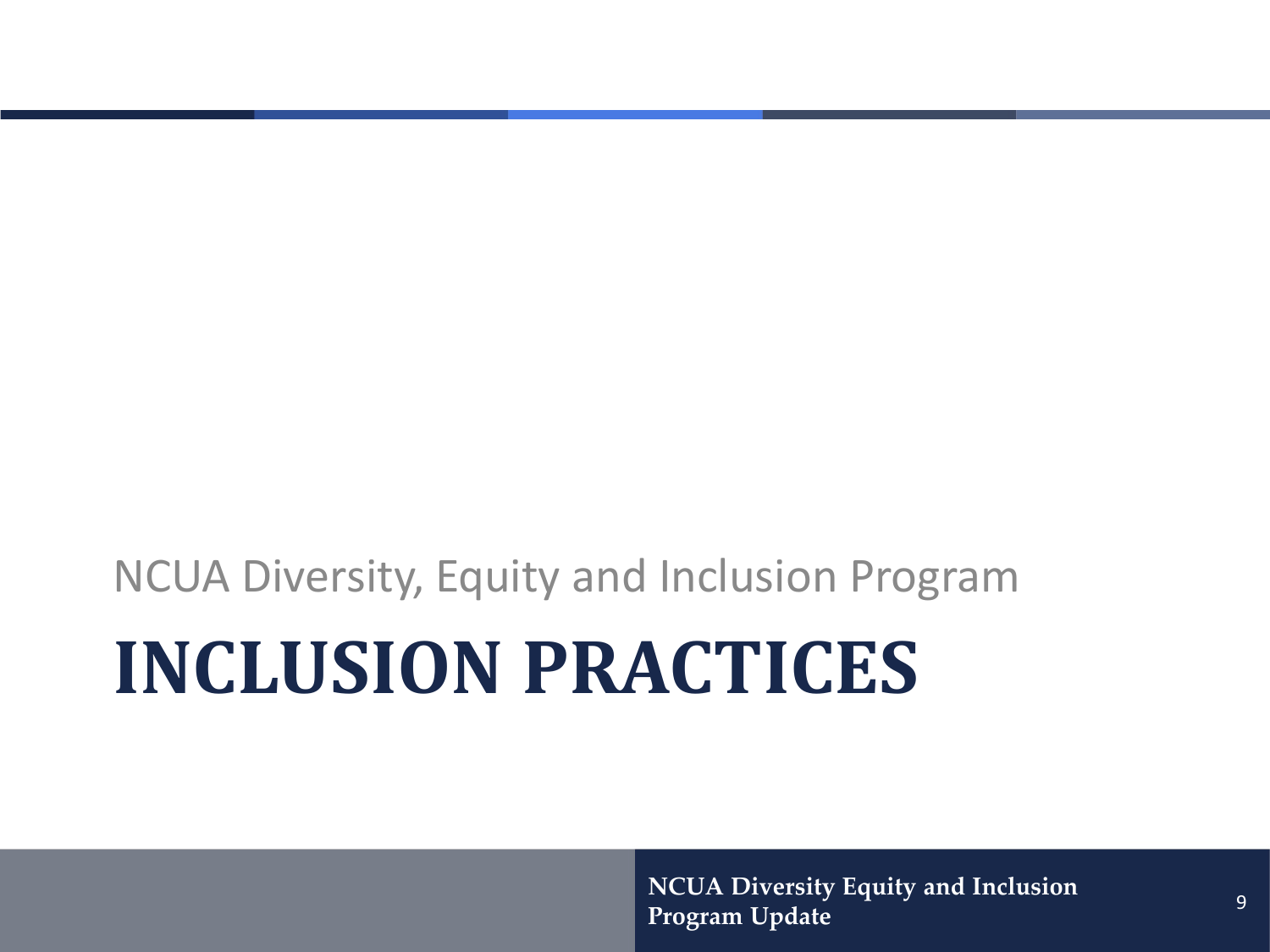NCUA Diversity, Equity and Inclusion Program

# INCLUSION PRACTICES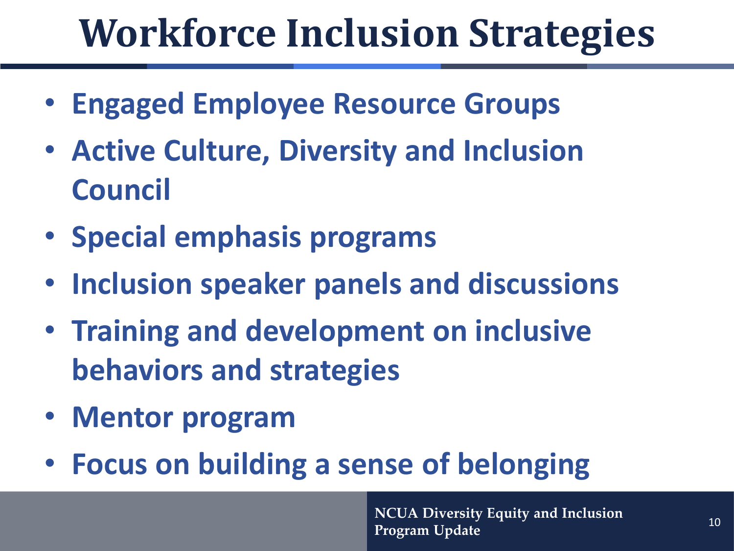# Workforce Inclusion Strategies

- Engaged Employee Resource Groups
- Active Culture, Diversity and Inclusion Council
- Special emphasis programs
- Inclusion speaker panels and discussions
- Training and development on inclusive behaviors and strategies
- Mentor program
- Focus on building a sense of belonging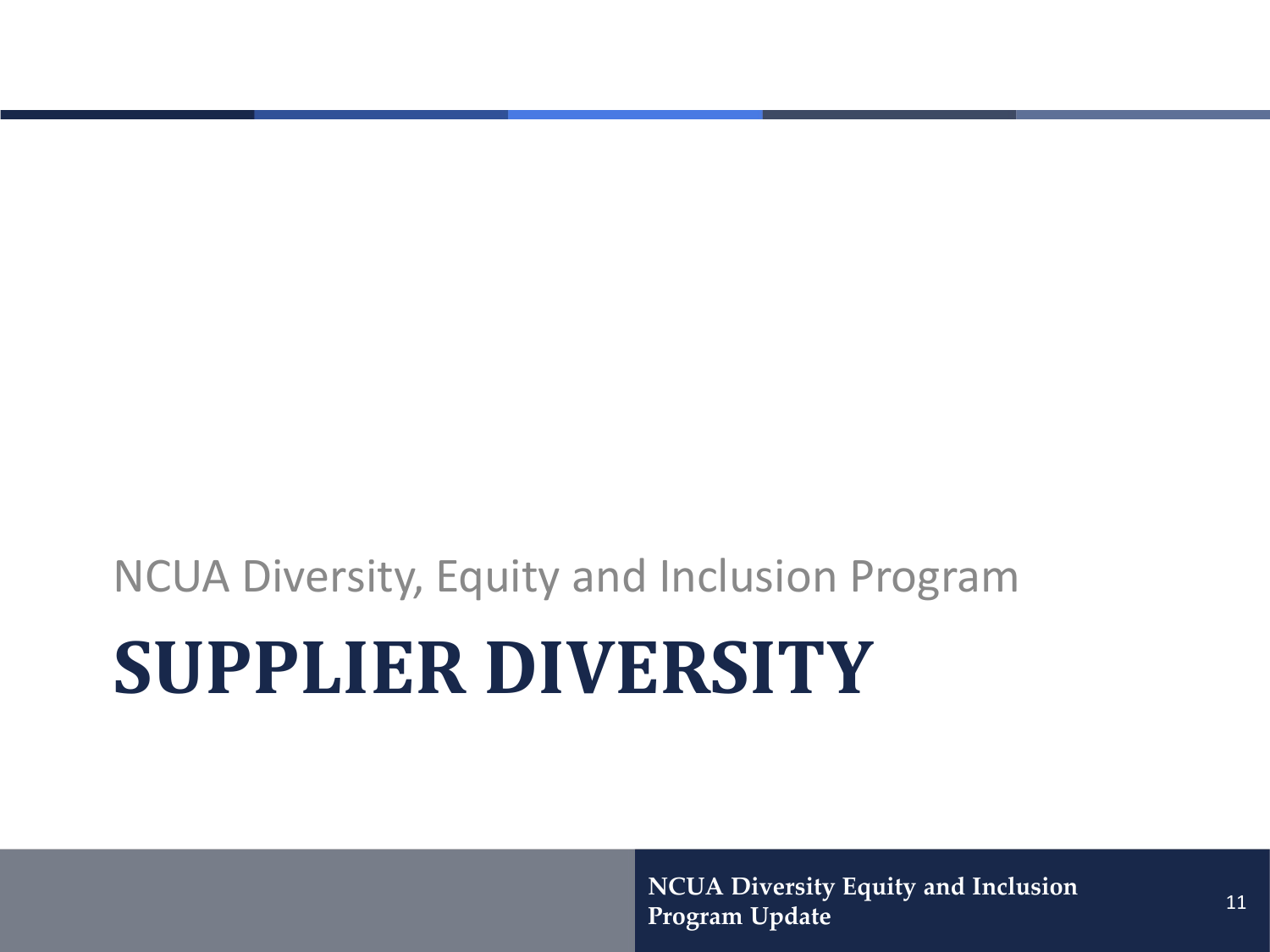NCUA Diversity, Equity and Inclusion Program

# SUPPLIER DIVERSITY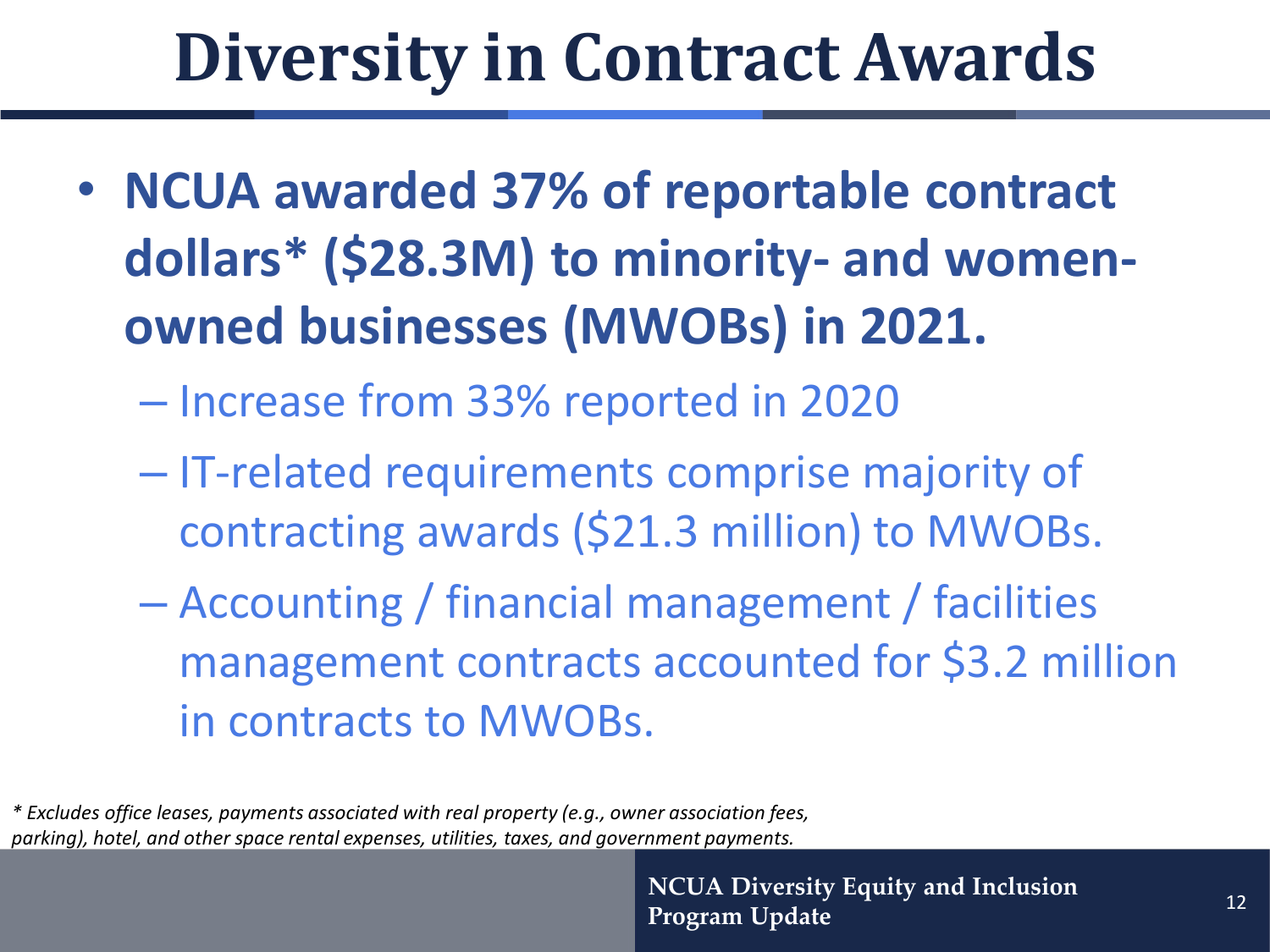# Diversity in Contract Awards

- **NCUA awarded 37% of reportable contract dollars* ($28.3M) to minority- and women-owned businesses (MWOBs) in 2021.**
  - Increase from 33% reported in 2020
  - IT-related requirements comprise majority of contracting awards ($21.3 million) to MWOBs.
  - Accounting / financial management / facilities management contracts accounted for $3.2 million in contracts to MWOBs.

*\* Excludes office leases, payments associated with real property (e.g., owner association fees, parking), hotel, and other space rental expenses, utilities, taxes, and government payments.*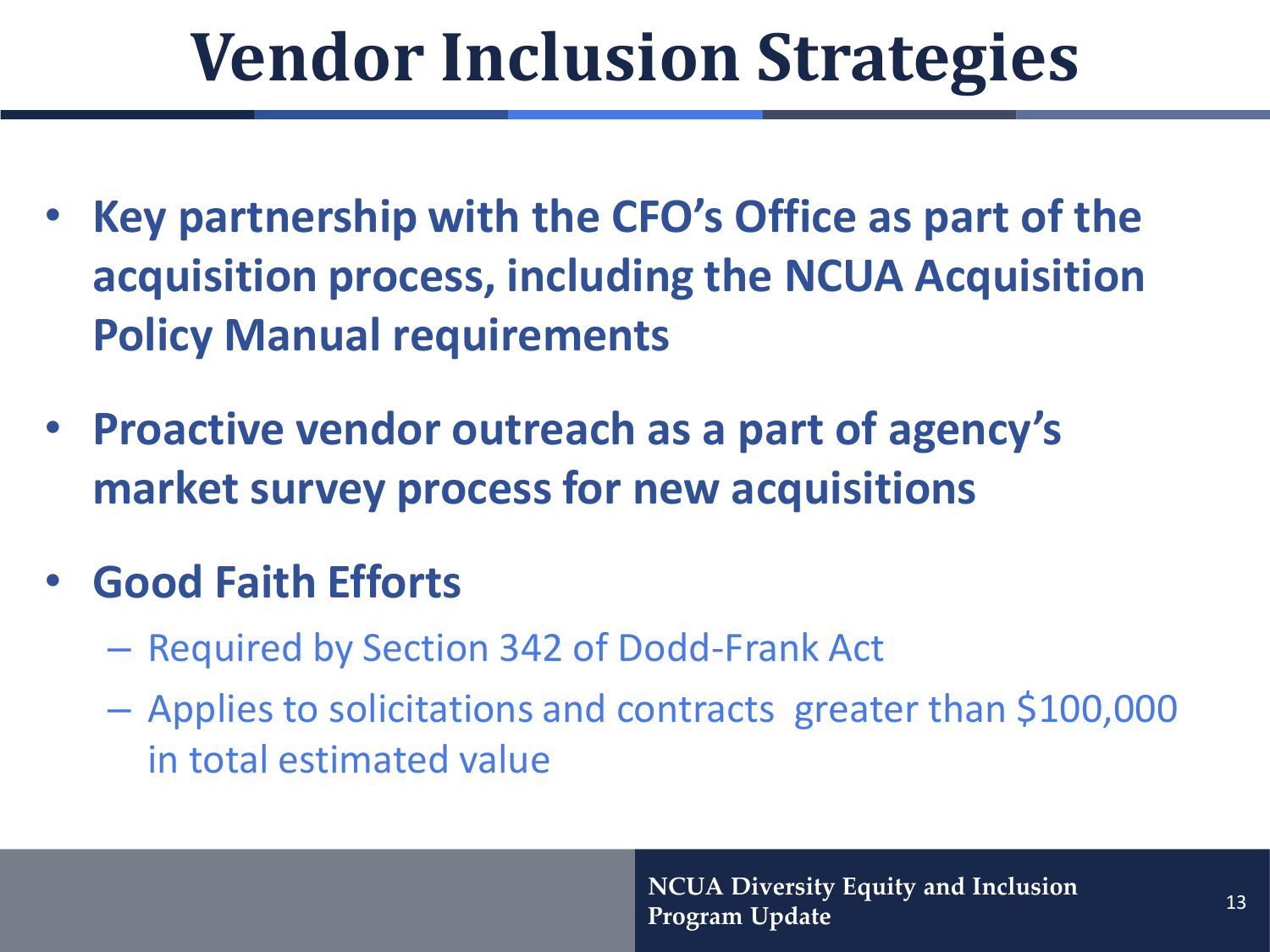# Vendor Inclusion Strategies

- **Key partnership with the CFO's Office as part of the acquisition process, including the NCUA Acquisition Policy Manual requirements**
- **Proactive vendor outreach as a part of agency's market survey process for new acquisitions**
- **Good Faith Efforts**
  - Required by Section 342 of Dodd-Frank Act
  - Applies to solicitations and contracts greater than $100,000 in total estimated value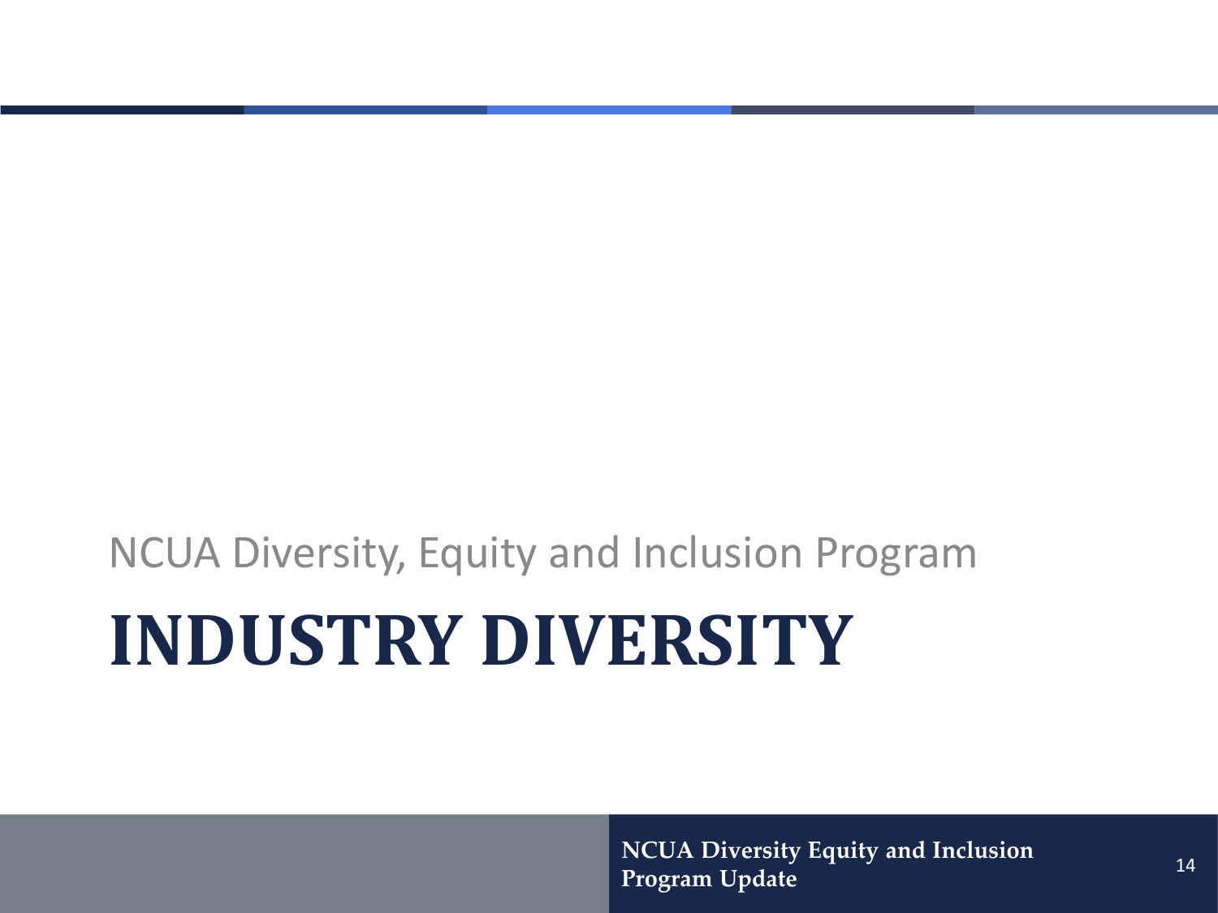NCUA Diversity, Equity and Inclusion Program

# INDUSTRY DIVERSITY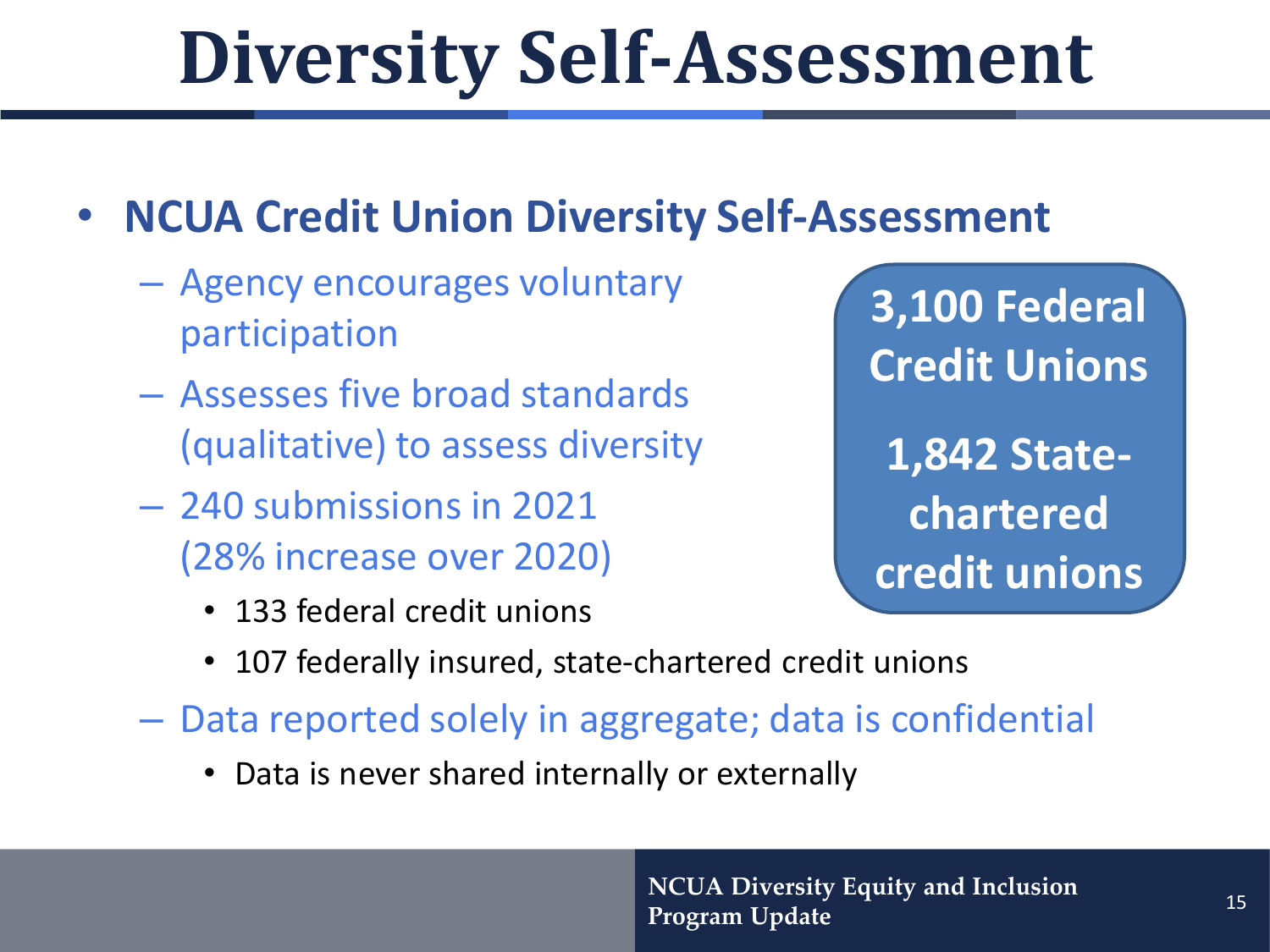# Diversity Self-Assessment

- **NCUA Credit Union Diversity Self-Assessment**
  - Agency encourages voluntary participation
  - Assesses five broad standards (qualitative) to assess diversity
  - 240 submissions in 2021 (28% increase over 2020)
    - 133 federal credit unions
    - 107 federally insured, state-chartered credit unions
  - Data reported solely in aggregate; data is confidential
    - Data is never shared internally or externally

**3,100 Federal Credit Unions**

**1,842 State-chartered credit unions**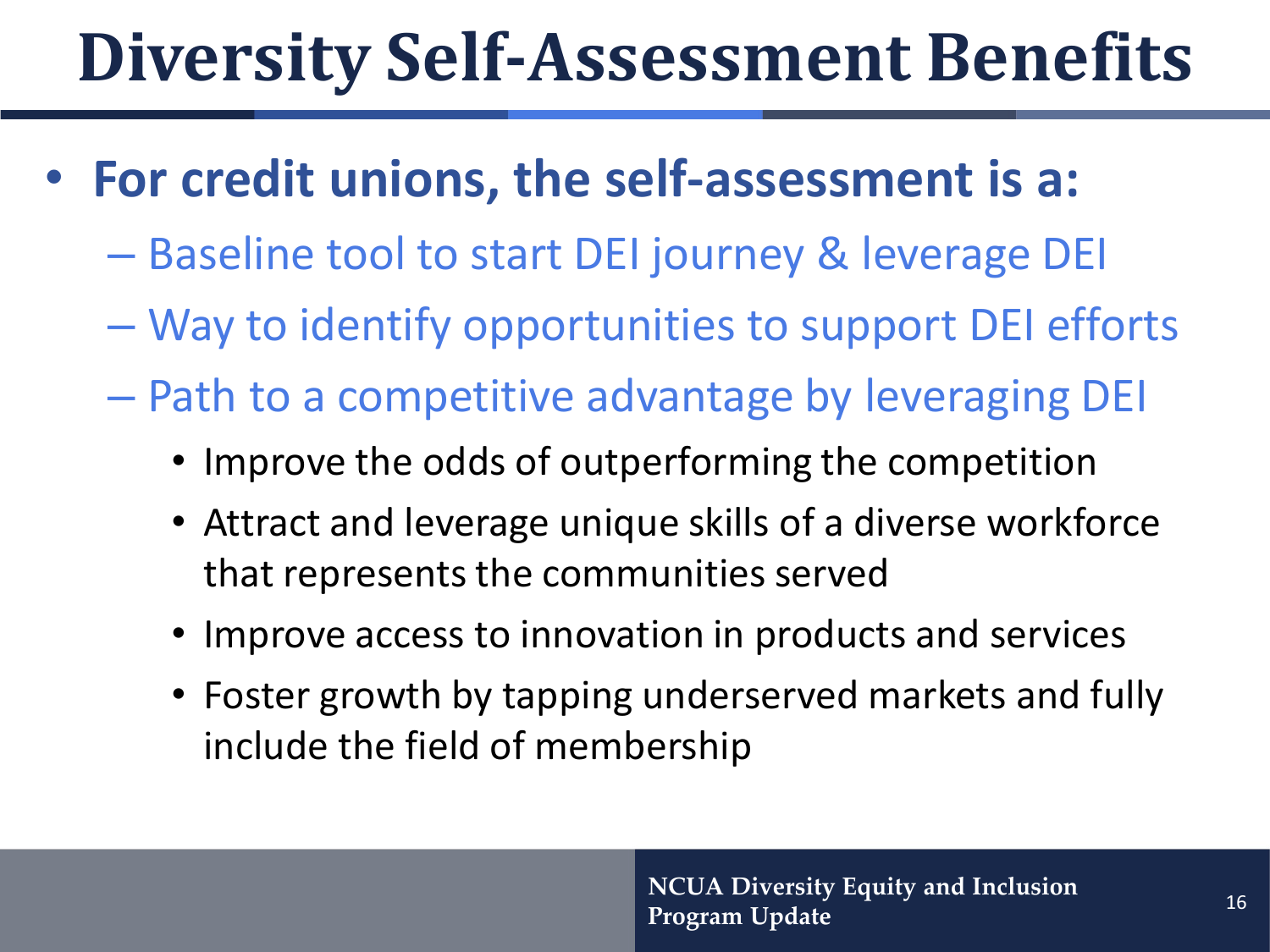# Diversity Self-Assessment Benefits

- **For credit unions, the self-assessment is a:**
  - Baseline tool to start DEI journey & leverage DEI
  - Way to identify opportunities to support DEI efforts
  - Path to a competitive advantage by leveraging DEI
    - Improve the odds of outperforming the competition
    - Attract and leverage unique skills of a diverse workforce that represents the communities served
    - Improve access to innovation in products and services
    - Foster growth by tapping underserved markets and fully include the field of membership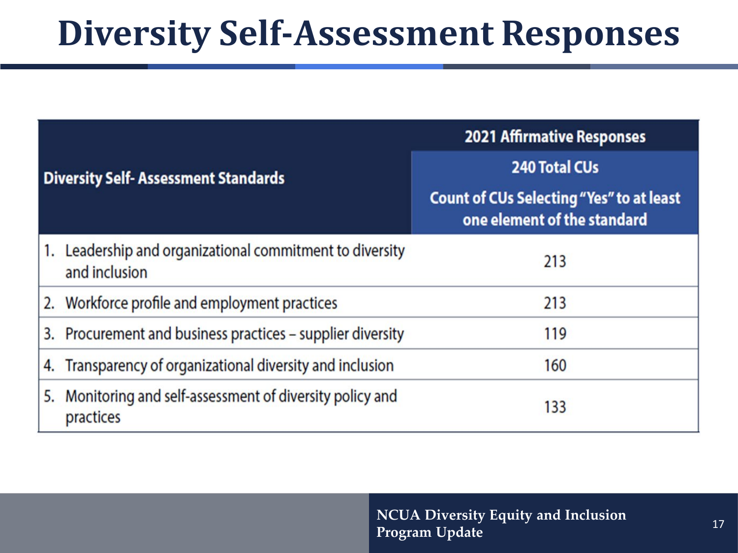# Diversity Self-Assessment Responses

| Diversity Self- Assessment Standards | 2021 Affirmative Responses |
|---|---|
| | 240 Total CUs<br>Count of CUs Selecting "Yes" to at least one element of the standard |
| 1. Leadership and organizational commitment to diversity and inclusion | 213 |
| 2. Workforce profile and employment practices | 213 |
| 3. Procurement and business practices – supplier diversity | 119 |
| 4. Transparency of organizational diversity and inclusion | 160 |
| 5. Monitoring and self-assessment of diversity policy and practices | 133 |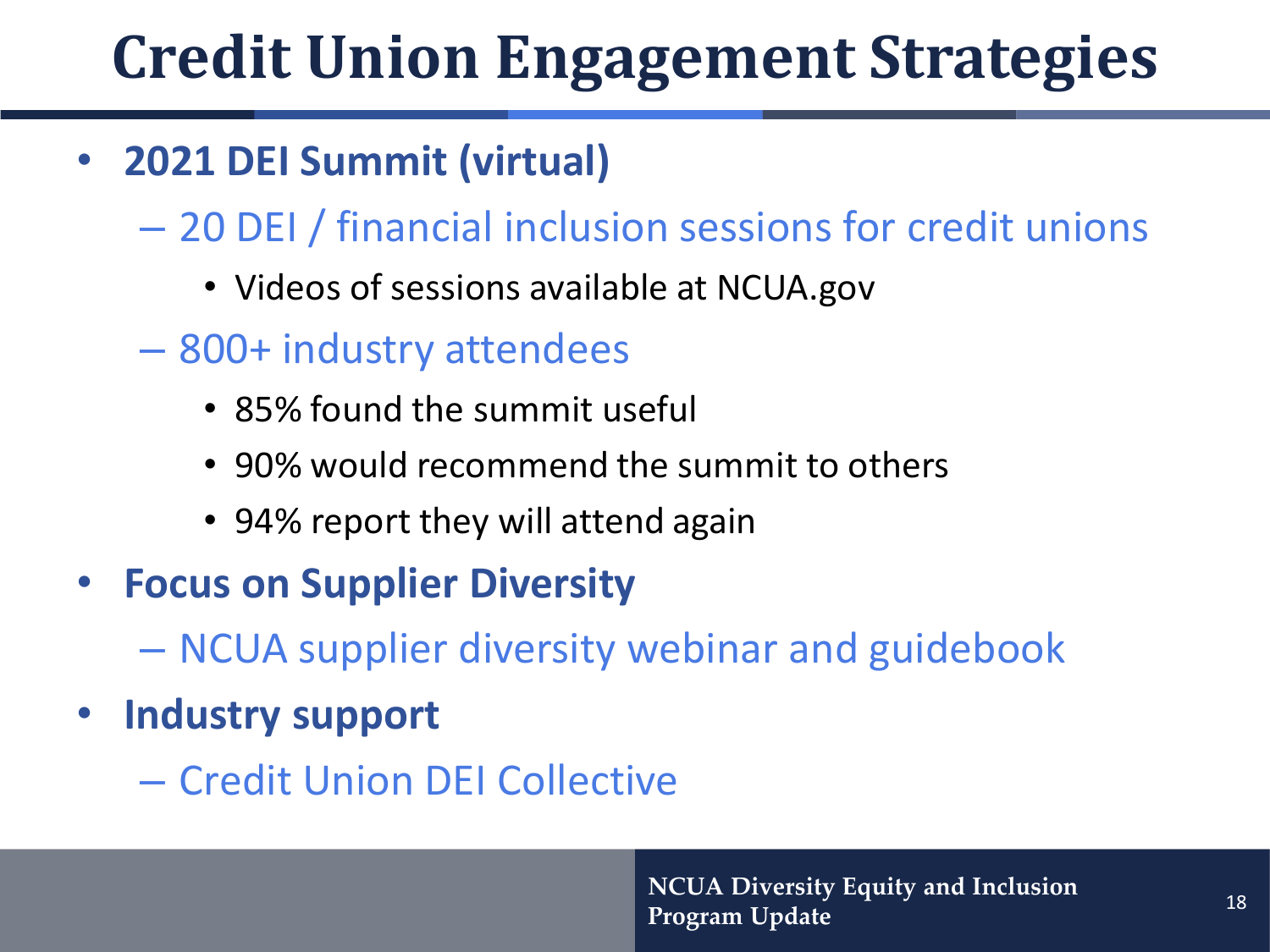# Credit Union Engagement Strategies

- **2021 DEI Summit (virtual)**
  - 20 DEI / financial inclusion sessions for credit unions
    - Videos of sessions available at NCUA.gov
  - 800+ industry attendees
    - 85% found the summit useful
    - 90% would recommend the summit to others
    - 94% report they will attend again
- **Focus on Supplier Diversity**
  - NCUA supplier diversity webinar and guidebook
- **Industry support**
  - Credit Union DEI Collective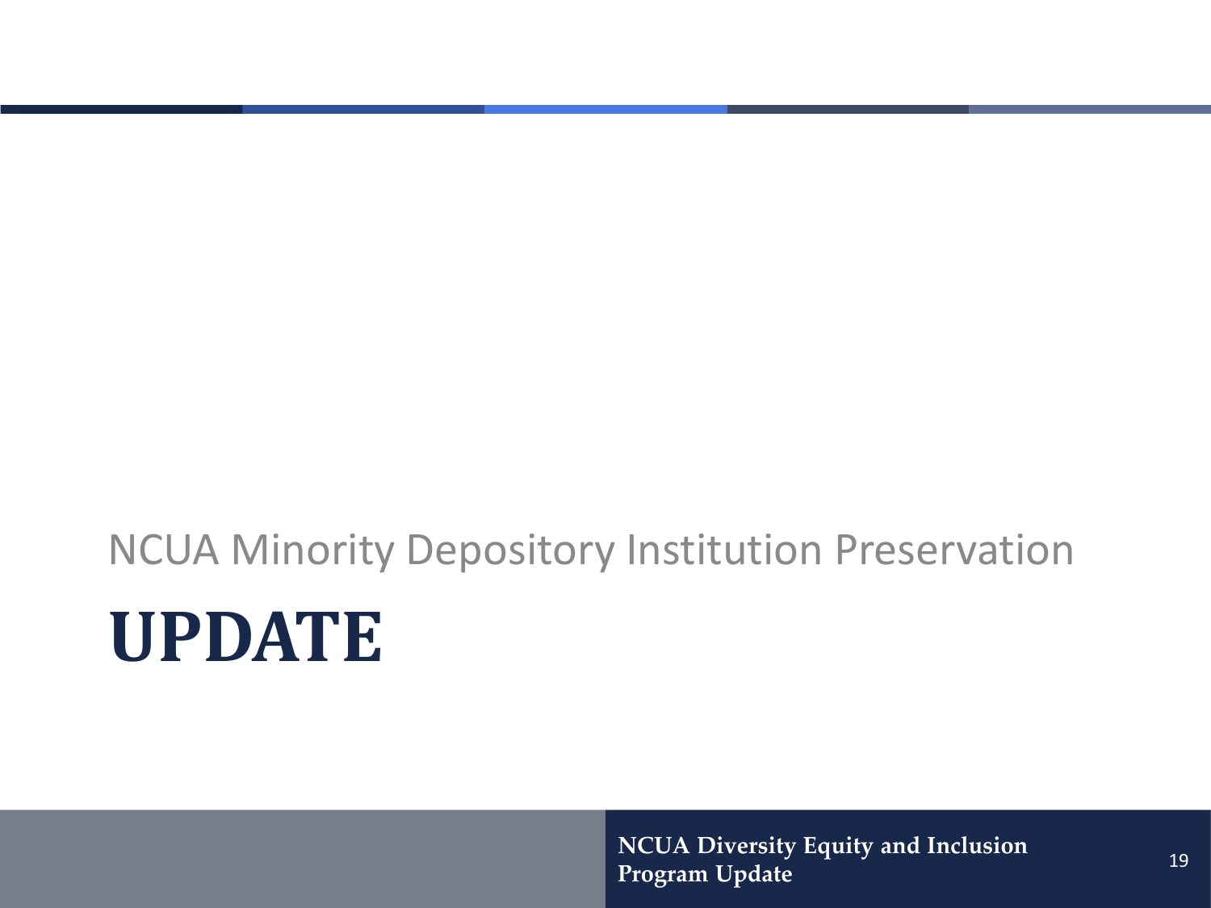NCUA Minority Depository Institution Preservation

# UPDATE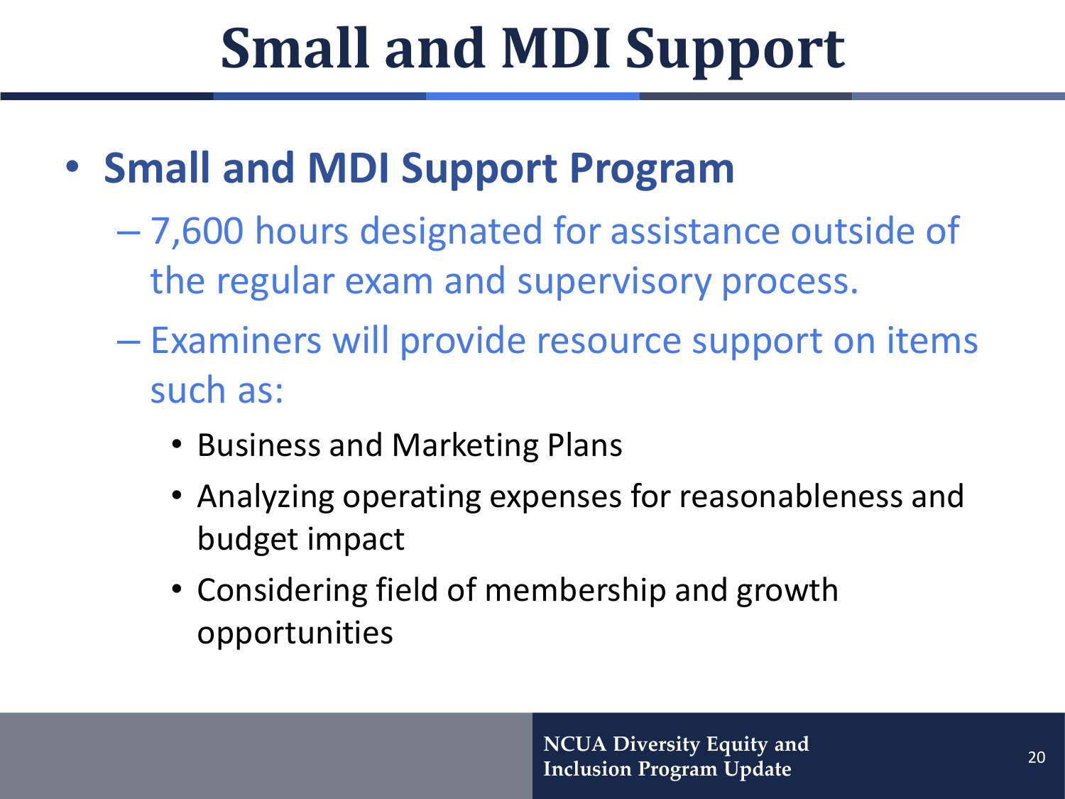# Small and MDI Support

- **Small and MDI Support Program**
  - 7,600 hours designated for assistance outside of the regular exam and supervisory process.
  - Examiners will provide resource support on items such as:
    - Business and Marketing Plans
    - Analyzing operating expenses for reasonableness and budget impact
    - Considering field of membership and growth opportunities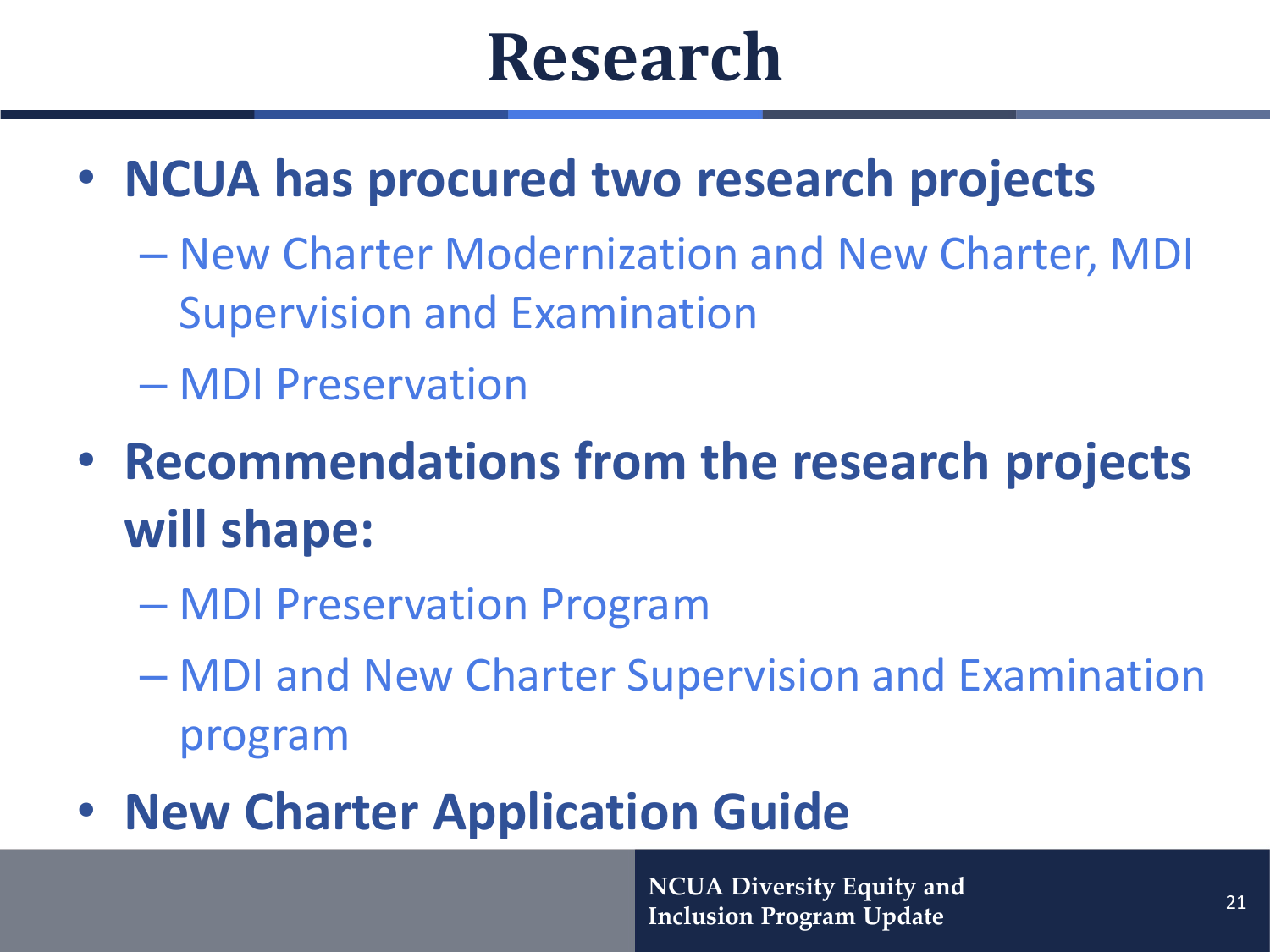# Research

- **NCUA has procured two research projects**
  - New Charter Modernization and New Charter, MDI Supervision and Examination
  - MDI Preservation
- **Recommendations from the research projects will shape:**
  - MDI Preservation Program
  - MDI and New Charter Supervision and Examination program
- **New Charter Application Guide**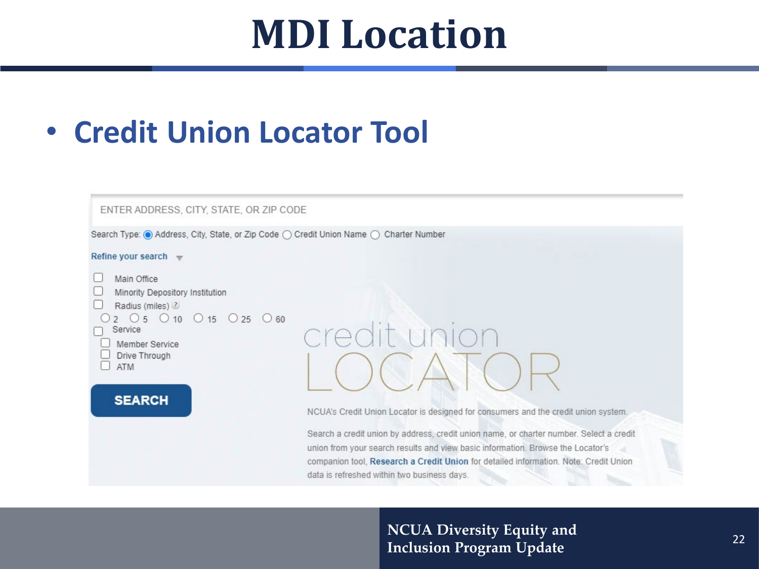# MDI Location

- **Credit Union Locator Tool**

ENTER ADDRESS, CITY, STATE, OR ZIP CODE

Search Type: ◉ Address, City, State, or Zip Code ○ Credit Union Name ○ Charter Number

Refine your search

- ☐ Main Office
- ☐ Minority Depository Institution
- ☐ Radius (miles)
  - ○ 2 ○ 5 ○ 10 ○ 15 ○ 25 ○ 60
- ☐ Service
  - ☐ Member Service
  - ☐ Drive Through
  - ☐ ATM

SEARCH

credit union LOCATOR

NCUA's Credit Union Locator is designed for consumers and the credit union system.

Search a credit union by address, credit union name, or charter number. Select a credit union from your search results and view basic information. Browse the Locator's companion tool, Research a Credit Union for detailed information. Note: Credit Union data is refreshed within two business days.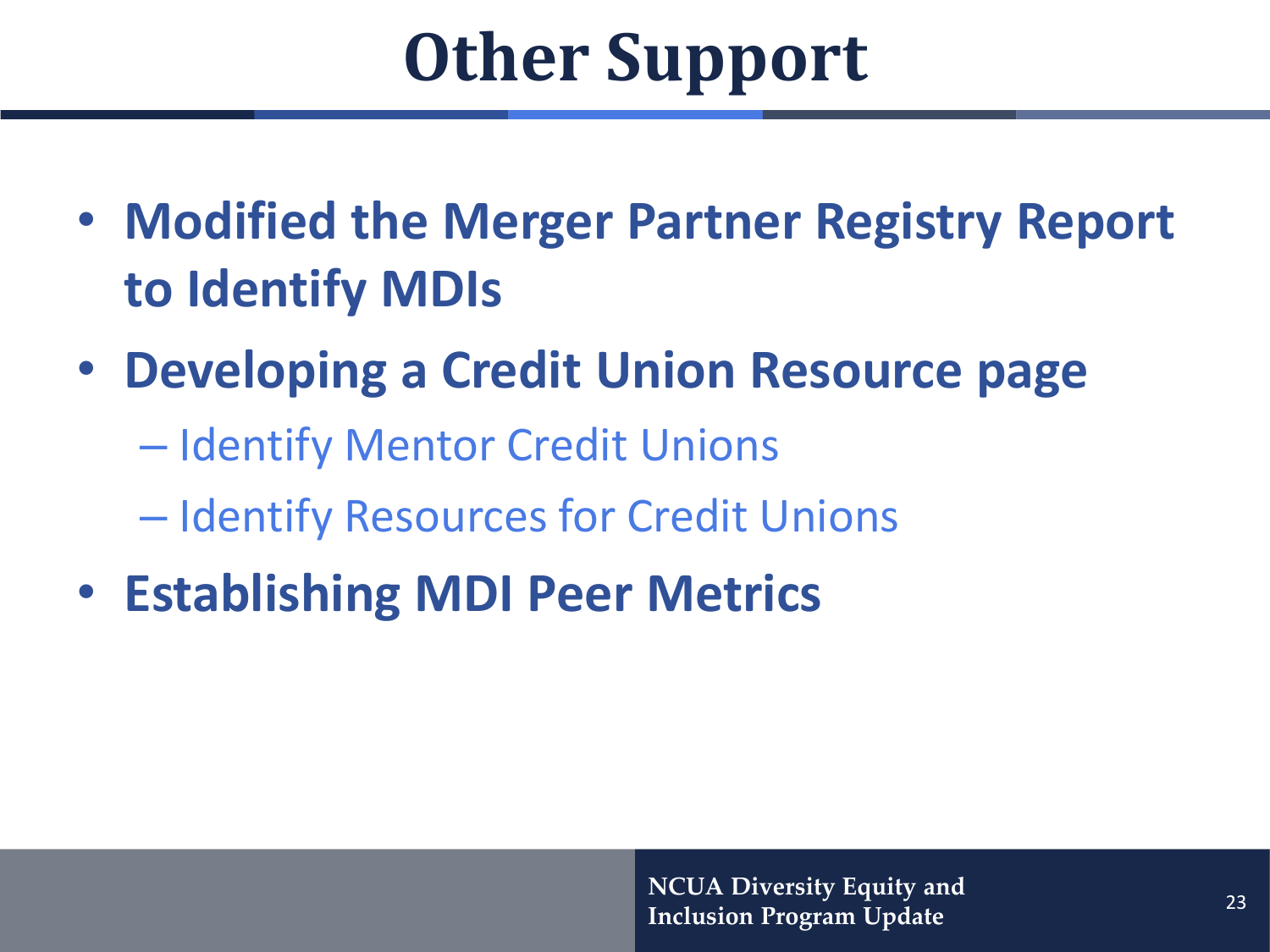# Other Support

- **Modified the Merger Partner Registry Report to Identify MDIs**
- **Developing a Credit Union Resource page**
  - Identify Mentor Credit Unions
  - Identify Resources for Credit Unions
- **Establishing MDI Peer Metrics**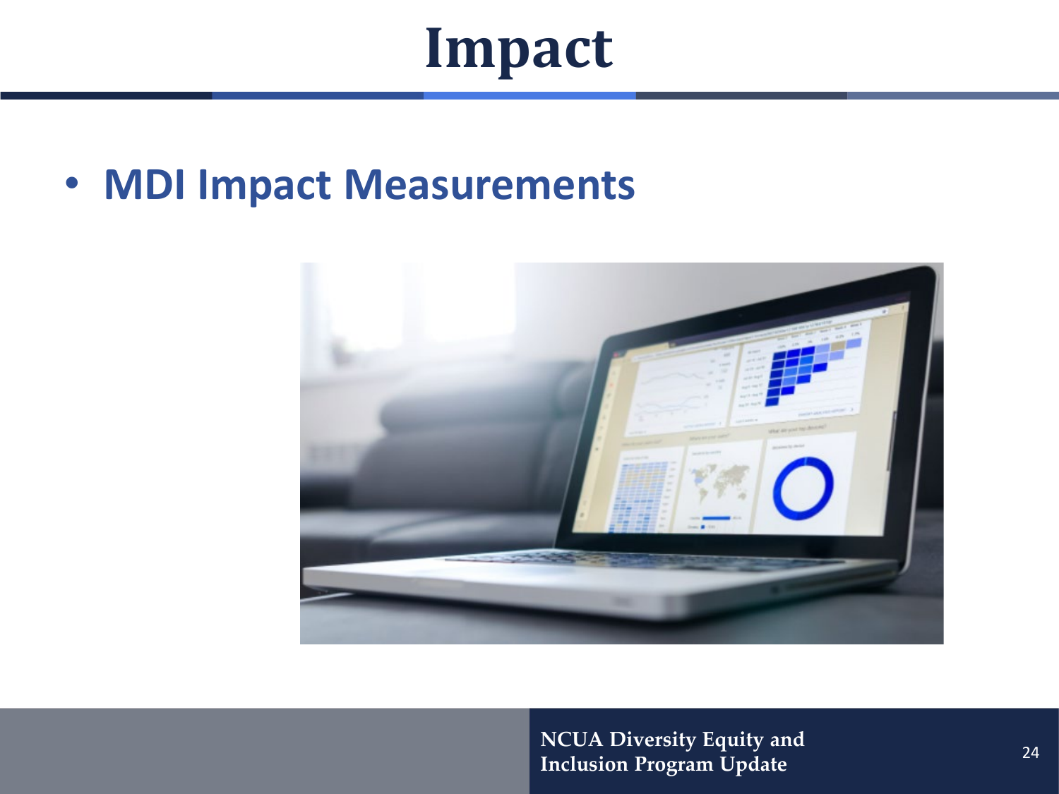# Impact

- **MDI Impact Measurements**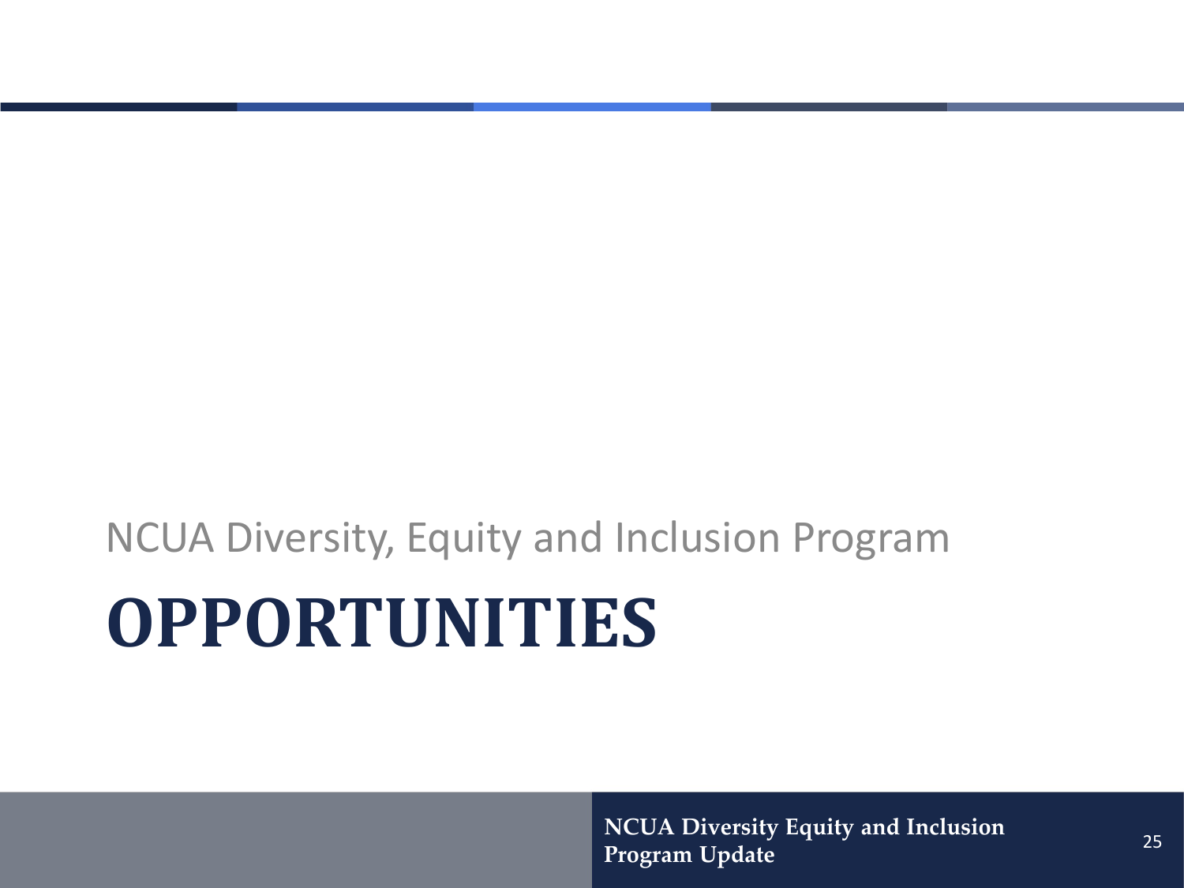NCUA Diversity, Equity and Inclusion Program

# OPPORTUNITIES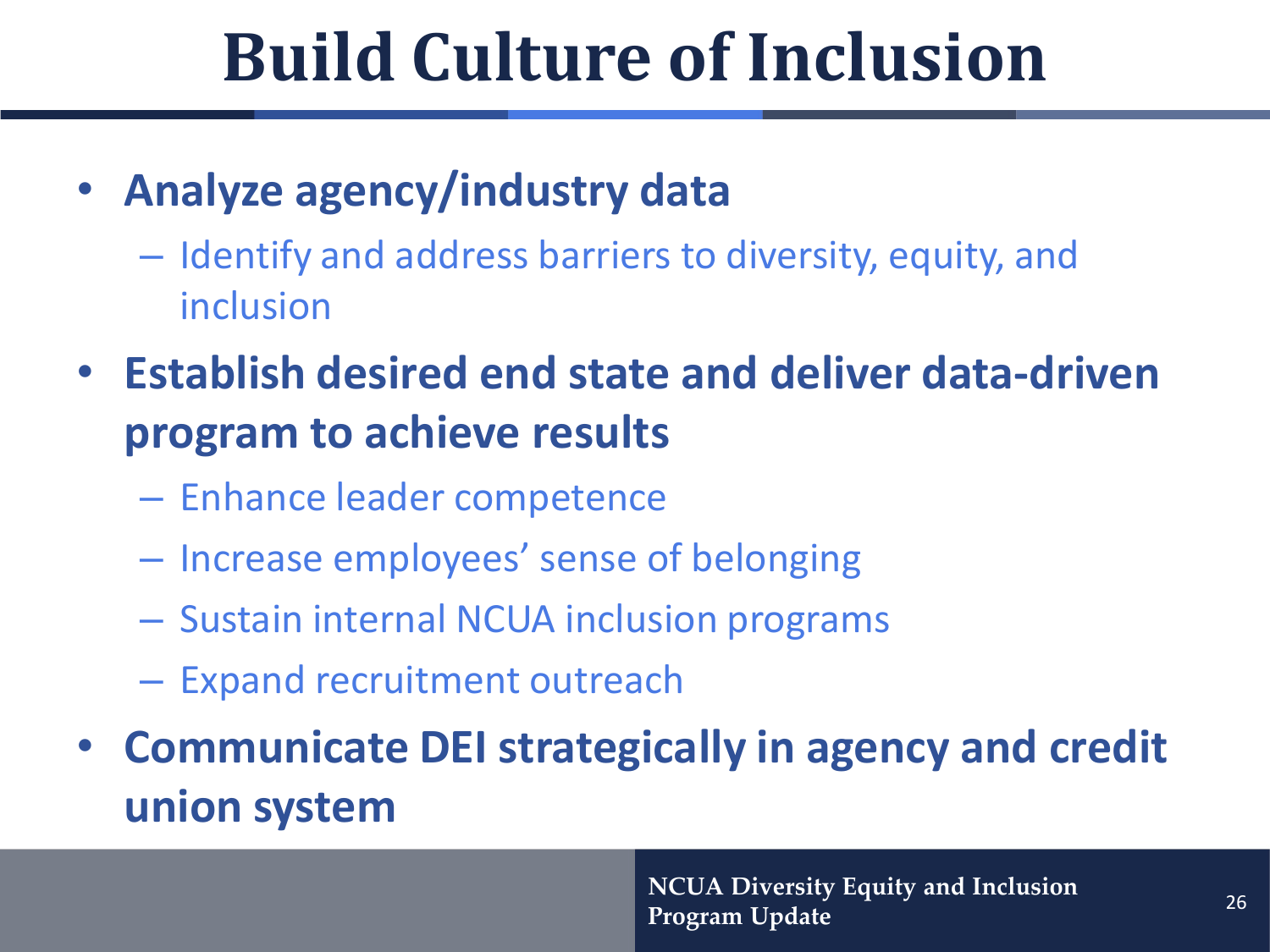# Build Culture of Inclusion

- **Analyze agency/industry data**
  - Identify and address barriers to diversity, equity, and inclusion
- **Establish desired end state and deliver data-driven program to achieve results**
  - Enhance leader competence
  - Increase employees' sense of belonging
  - Sustain internal NCUA inclusion programs
  - Expand recruitment outreach
- **Communicate DEI strategically in agency and credit union system**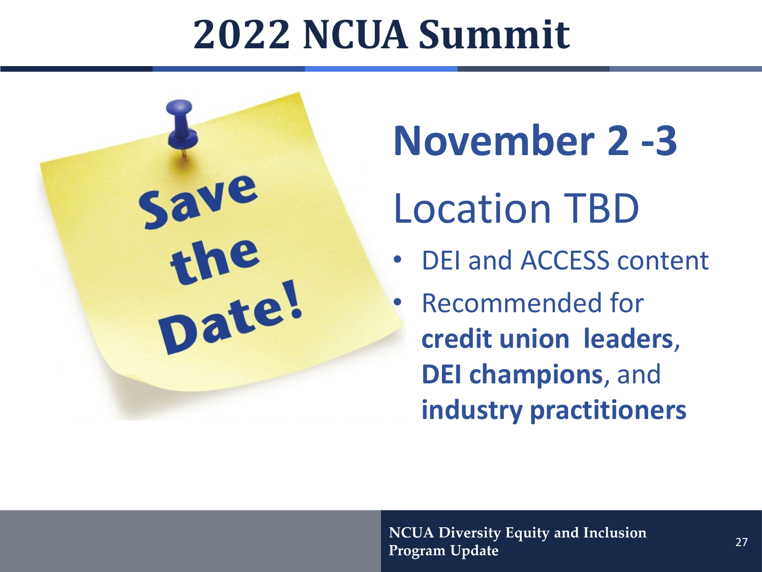# 2022 NCUA Summit

Save the Date!

## November 2 -3

Location TBD

- DEI and ACCESS content
- Recommended for **credit union leaders**, **DEI champions**, and **industry practitioners**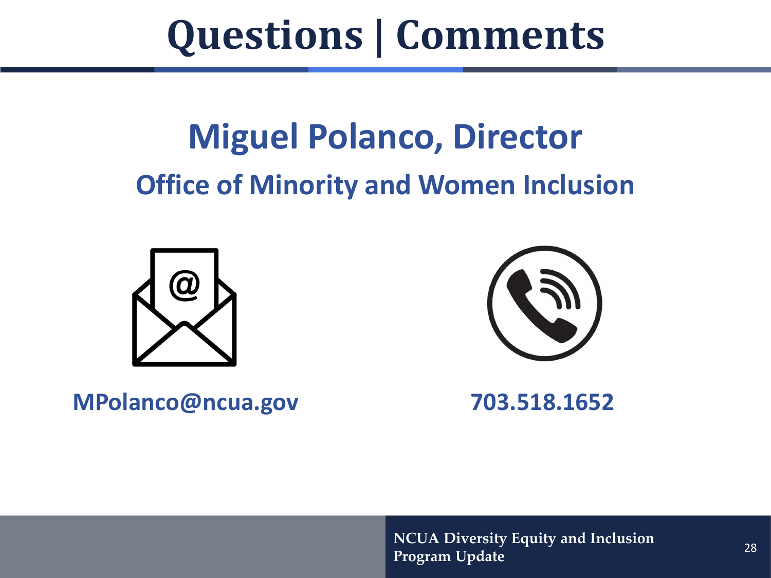# Questions | Comments

## Miguel Polanco, Director

### Office of Minority and Women Inclusion

MPolanco@ncua.gov

703.518.1652